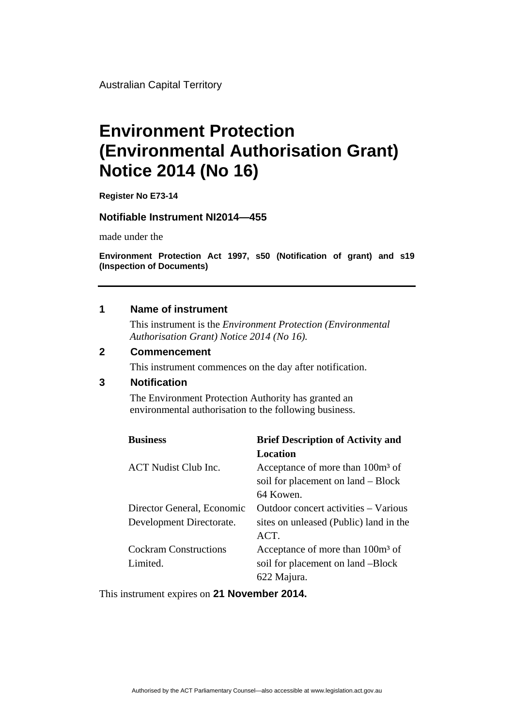Australian Capital Territory

# Environment Protection (Environmental Authorisation Grant) Notice 2014 (No 16)

**Register No E73-14**

**Notifiable Instrument NI2014—455**

made under the

**Environment Protection Act 1997, s50 (Notification of grant) and s19 (Inspection of Documents)**

---

## 1 Name of instrument

This instrument is the *Environment Protection (Environmental Authorisation Grant) Notice 2014 (No 16).*

## 2 Commencement

This instrument commences on the day after notification.

## 3 Notification

The Environment Protection Authority has granted an environmental authorisation to the following business.

| Business | Brief Description of Activity and Location |
|---|---|
| ACT Nudist Club Inc. | Acceptance of more than 100m³ of soil for placement on land – Block 64 Kowen. |
| Director General, Economic Development Directorate. | Outdoor concert activities – Various sites on unleased (Public) land in the ACT. |
| Cockram Constructions Limited. | Acceptance of more than 100m³ of soil for placement on land –Block 622 Majura. |

This instrument expires on **21 November 2014.**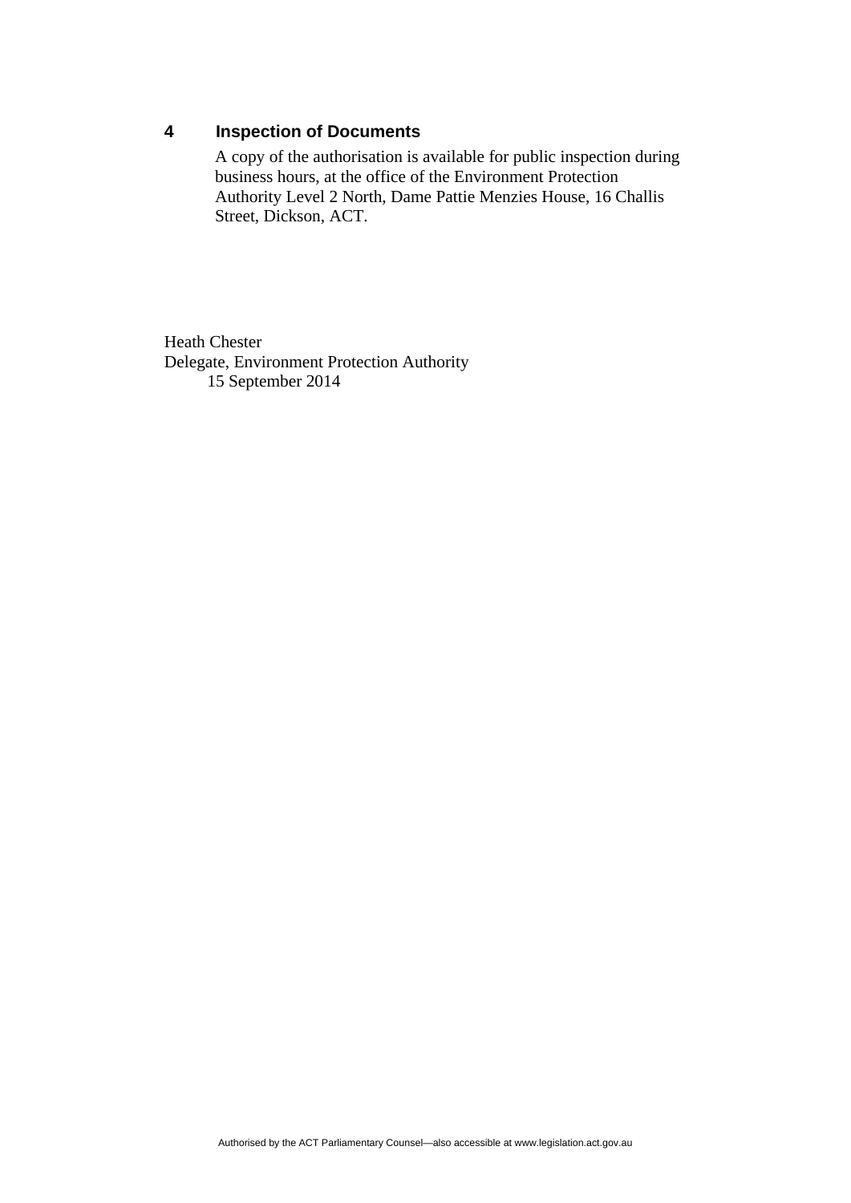## 4 Inspection of Documents

A copy of the authorisation is available for public inspection during business hours, at the office of the Environment Protection Authority Level 2 North, Dame Pattie Menzies House, 16 Challis Street, Dickson, ACT.

Heath Chester
Delegate, Environment Protection Authority
15 September 2014